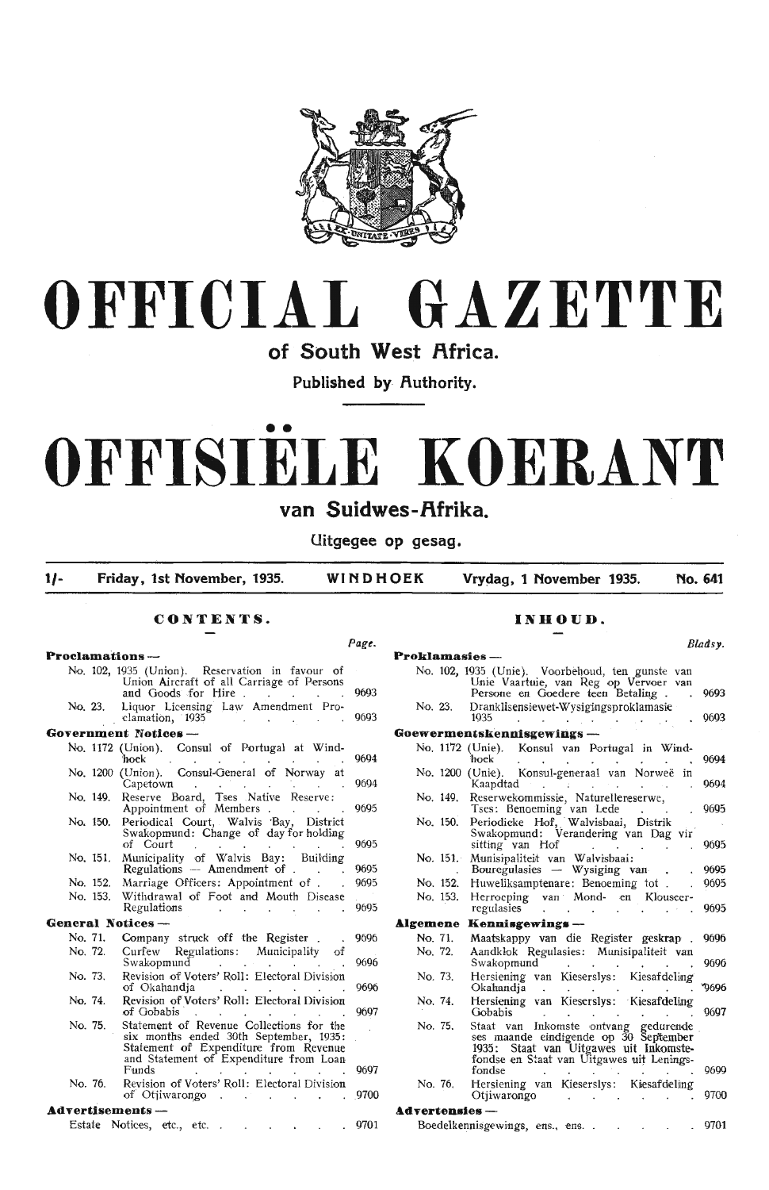# OFFICIAL GAZETTE

## of South West Africa.

Published by Authority.

# OFFISIËLE KOERANT

## van Suidwes-Afrika.

Uitgegee op gesag.

1/- Friday, 1st November, 1935. WINDHOEK Vrydag, 1 November 1935. No. 641

## CONTENTS.

| | Page. |
|---|---|
| **Proclamations —** | |
| No. 102, 1935 (Union). Reservation in favour of Union Aircraft of all Carriage of Persons and Goods for Hire | 9693 |
| No. 23. Liquor Licensing Law Amendment Proclamation, 1935 | 9693 |
| **Government Notices —** | |
| No. 1172 (Union). Consul of Portugal at Windhoek | 9694 |
| No. 1200 (Union). Consul-General of Norway at Capetown | 9694 |
| No. 149. Reserve Board, Tses Native Reserve: Appointment of Members | 9695 |
| No. 150. Periodical Court, Walvis Bay, District Swakopmund: Change of day for holding of Court | 9695 |
| No. 151. Municipality of Walvis Bay: Building Regulations — Amendment of | 9695 |
| No. 152. Marriage Officers: Appointment of | 9695 |
| No. 153. Withdrawal of Foot and Mouth Disease Regulations | 9695 |
| **General Notices —** | |
| No. 71. Company struck off the Register | 9696 |
| No. 72. Curfew Regulations: Municipality of Swakopmund | 9696 |
| No. 73. Revision of Voters' Roll: Electoral Division of Okahandja | 9696 |
| No. 74. Revision of Voters' Roll: Electoral Division of Gobabis | 9697 |
| No. 75. Statement of Revenue Collections for the six months ended 30th September, 1935: Statement of Expenditure from Revenue and Statement of Expenditure from Loan Funds | 9697 |
| No. 76. Revision of Voters' Roll: Electoral Division of Otjiwarongo | 9700 |
| **Advertisements —** | |
| Estate Notices, etc., etc. | 9701 |

## INHOUD.

| | Bladsy. |
|---|---|
| **Proklamasies —** | |
| No. 102, 1935 (Unie). Voorbehoud, ten gunste van Unie Vaartuie, van Reg op Vervoer van Persone en Goedere teen Betaling | 9693 |
| No. 23. Dranklisensiewet-Wysigingsproklamasie 1935 | 9693 |
| **Goewermentskennisgewings —** | |
| No. 1172 (Unie). Konsul van Portugal in Windhoek | 9694 |
| No. 1200 (Unie). Konsul-generaal van Norweë in Kaapdtad | 9694 |
| No. 149. Reserwekommissie, Naturellereserwe, Tses: Benoeming van Lede | 9695 |
| No. 150. Periodieke Hof, Walvisbaai, Distrik Swakopmund: Verandering van Dag vir sitting van Hof | 9695 |
| No. 151. Munisipaliteit van Walvisbaai: Bouregulasies — Wysiging van | 9695 |
| No. 152. Huweliksamptenare: Benoeming tot | 9695 |
| No. 153. Herroeping van Mond- en Klouseerregulasies | 9695 |
| **Algemene Kennisgewings —** | |
| No. 71. Maatskappy van die Register geskrap | 9696 |
| No. 72. Aandklok Regulasies: Munisipaliteit van Swakopmund | 9696 |
| No. 73. Hersiening van Kieserslys: Kiesafdeling Okahandja | 9696 |
| No. 74. Hersiening van Kieserslys: Kiesafdeling Gobabis | 9697 |
| No. 75. Staat van Inkomste ontvang gedurende ses maande eindigende op 30 September 1935: Staat van Uitgawes uit Inkomstefondse en Staat van Uitgawes uit Leningsfondse | 9699 |
| No. 76. Hersiening van Kieserslys: Kiesafdeling Otjiwarongo | 9700 |
| **Advertensies —** | |
| Boedelkennisgewings, ens., ens. | 9701 |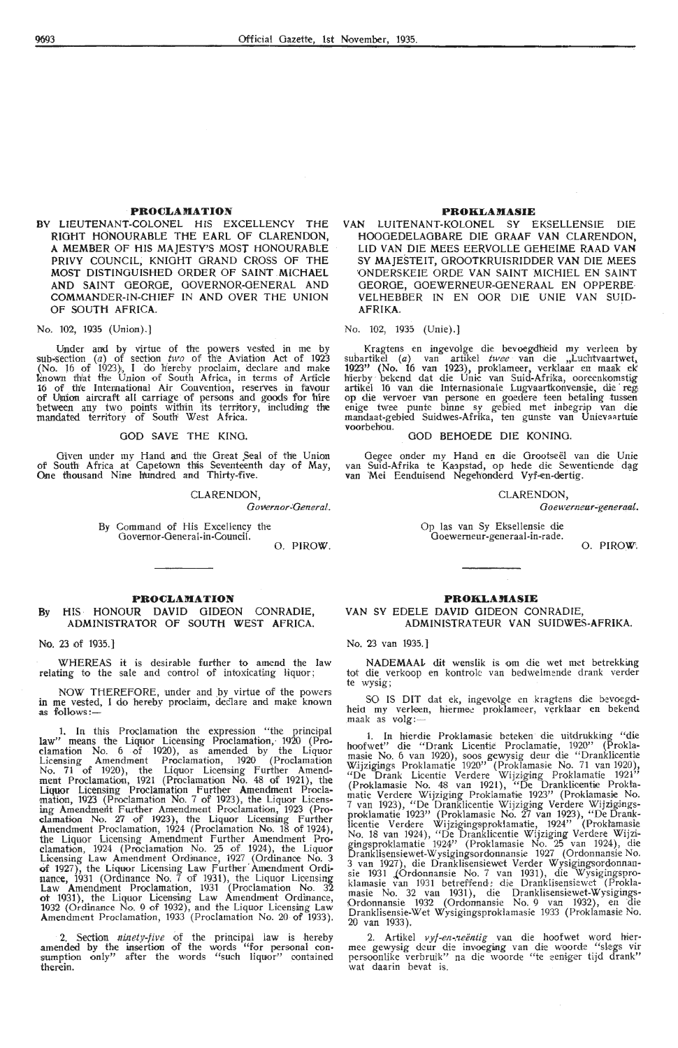## PROCLAMATION

BY LIEUTENANT-COLONEL HIS EXCELLENCY THE RIGHT HONOURABLE THE EARL OF CLARENDON, A MEMBER OF HIS MAJESTY'S MOST HONOURABLE PRIVY COUNCIL, KNIGHT GRAND CROSS OF THE MOST DISTINGUISHED ORDER OF SAINT MICHAEL AND SAINT GEORGE, GOVERNOR-GENERAL AND COMMANDER-IN-CHIEF IN AND OVER THE UNION OF SOUTH AFRICA.

No. 102, 1935 (Union).]

Under and by virtue of the powers vested in me by sub-section (*a*) of section *two* of the Aviation Act of 1923 (No. 16 of 1923), I do hereby proclaim, declare and make known that the Union of South Africa, in terms of Article 16 of the International Air Convention, reserves in favour of Union aircraft all carriage of persons and goods for hire between any two points within its territory, including the mandated territory of South West Africa.

GOD SAVE THE KING.

Given under my Hand and the Great Seal of the Union of South Africa at Capetown this Seventeenth day of May, One thousand Nine hundred and Thirty-five.

CLARENDON,
*Governor-General.*

By Command of His Excellency the Governor-General-in-Council.

O. PIROW.

## PROKLAMASIE

VAN LUITENANT-KOLONEL SY EKSELLENSIE DIE HOOGEDELAGBARE DIE GRAAF VAN CLARENDON, LID VAN DIE MEES EERVOLLE GEHEIME RAAD VAN SY MAJESTEIT, GROOTKRUISRIDDER VAN DIE MEES ONDERSKEIE ORDE VAN SAINT MICHIEL EN SAINT GEORGE, GOEWERNEUR-GENERAAL EN OPPERBEVELHEBBER IN EN OOR DIE UNIE VAN SUID-AFRIKA.

No. 102, 1935 (Unie).]

Kragtens en ingevolge die bevoegdheid my verleen by subartikel (*a*) van artikel *twee* van die „Luchtvaartwet, 1923" (No. 16 van 1923), proklameer, verklaar en maak ek hierby bekend dat die Unie van Suid-Afrika, ooreenkomstig artikel 16 van die Internasionale Lugvaartkonvensie, die reg op die vervoer van persone en goedere teen betaling tussen enige twee punte binne sy gebied met inbegrip van die mandaat-gebied Suidwes-Afrika, ten gunste van Unievaartuie voorbehou.

GOD BEHOEDE DIE KONING.

Gegee onder my Hand en die Grootseël van die Unie van Suid-Afrika te Kaapstad, op hede die Sewentiende dag van Mei Eenduisend Negehonderd Vyf-en-dertig.

CLARENDON,
*Goewerneur-generaal.*

Op las van Sy Eksellensie die Goewerneur-generaal-in-rade.

O. PIROW.

## PROCLAMATION

By HIS HONOUR DAVID GIDEON CONRADIE, ADMINISTRATOR OF SOUTH WEST AFRICA.

No. 23 of 1935.]

WHEREAS it is desirable further to amend the law relating to the sale and control of intoxicating liquor;

NOW THEREFORE, under and by virtue of the powers in me vested, I do hereby proclaim, declare and make known as follows:—

1. In this Proclamation the expression "the principal law" means the Liquor Licensing Proclamation, 1920 (Proclamation No. 6 of 1920), as amended by the Liquor Licensing Amendment Proclamation, 1920 (Proclamation No. 71 of 1920), the Liquor Licensing Further Amendment Proclamation, 1921 (Proclamation No. 48 of 1921), the Liquor Licensing Proclamation Further Amendment Proclamation, 1923 (Proclamation No. 7 of 1923), the Liquor Licensing Amendment Further Amendment Proclamation, 1923 (Proclamation No. 27 of 1923), the Liquor Licensing Further Amendment Proclamation, 1924 (Proclamation No. 18 of 1924), the Liquor Licensing Amendment Further Amendment Proclamation, 1924 (Proclamation No. 25 of 1924), the Liquor Licensing Law Amendment Ordinance, 1927 (Ordinance No. 3 of 1927), the Liquor Licensing Law Further Amendment Ordinance, 1931 (Ordinance No. 7 of 1931), the Liquor Licensing Law Amendment Proclamation, 1931 (Proclamation No. 32 of 1931), the Liquor Licensing Law Amendment Ordinance, 1932 (Ordinance No. 9 of 1932), and the Liquor Licensing Law Amendment Proclamation, 1933 (Proclamation No. 20 of 1933).

2. Section *ninety-five* of the principal law is hereby amended by the insertion of the words "for personal consumption only" after the words "such liquor" contained therein.

## PROKLAMASIE

VAN SY EDELE DAVID GIDEON CONRADIE, ADMINISTRATEUR VAN SUIDWES-AFRIKA.

No. 23 van 1935.]

NADEMAAL dit wenslik is om die wet met betrekking tot die verkoop en kontrole van bedwelmende drank verder te wysig;

SO IS DIT dat ek, ingevolge en kragtens die bevoegdheid my verleen, hiermee proklameer, verklaar en bekend maak as volg:—

1. In hierdie Proklamasie beteken die uitdrukking "die hoofwet" die "Drank Licentie Proclamatie, 1920" (Proklamasie No. 6 van 1920), soos gewysig deur die "Dranklicentie Wijzigings Proklamatie 1920" (Proklamasie No. 71 van 1920), "De Drank Licentie Verdere Wijziging Proklamatie 1921" (Proklamasie No. 48 van 1921), "De Dranklicentie Proklamatie Verdere Wijziging Proklamatie 1923" (Proklamasie No. 7 van 1923), "De Dranklicentie Wijziging Verdere Wijzigingsproklamatie 1923" (Proklamasie No. 27 van 1923), "De Dranklicentie Verdere Wijzigingsproklamatie, 1924" (Proklamasie No. 18 van 1924), "De Dranklicentie Wijziging Verdere Wijzigingsproklamatie 1924" (Proklamasie No. 25 van 1924), die Dranklisensiewet-Wysigingsordonnansie 1927 (Ordonnansie No. 3 van 1927), die Dranklisensiewet Verder Wysigingsordonnansie 1931 (Ordonnansie No. 7 van 1931), die Wysigingsproklamasie van 1931 betreffende die Dranklisensiewet (Proklamasie No. 32 van 1931), die Dranklisensiewet-Wysigings-Ordonnansie 1932 (Ordonnansie No. 9 van 1932), en die Dranklisensie-Wet Wysigingsproklamasie 1933 (Proklamasie No. 20 van 1933).

2. Artikel *vyf-en-neëntig* van die hoofwet word hiermee gewysig deur die invoeging van die woorde "slegs vir persoonlike verbruik" na die woorde "te eniger tijd drank" wat daarin bevat is.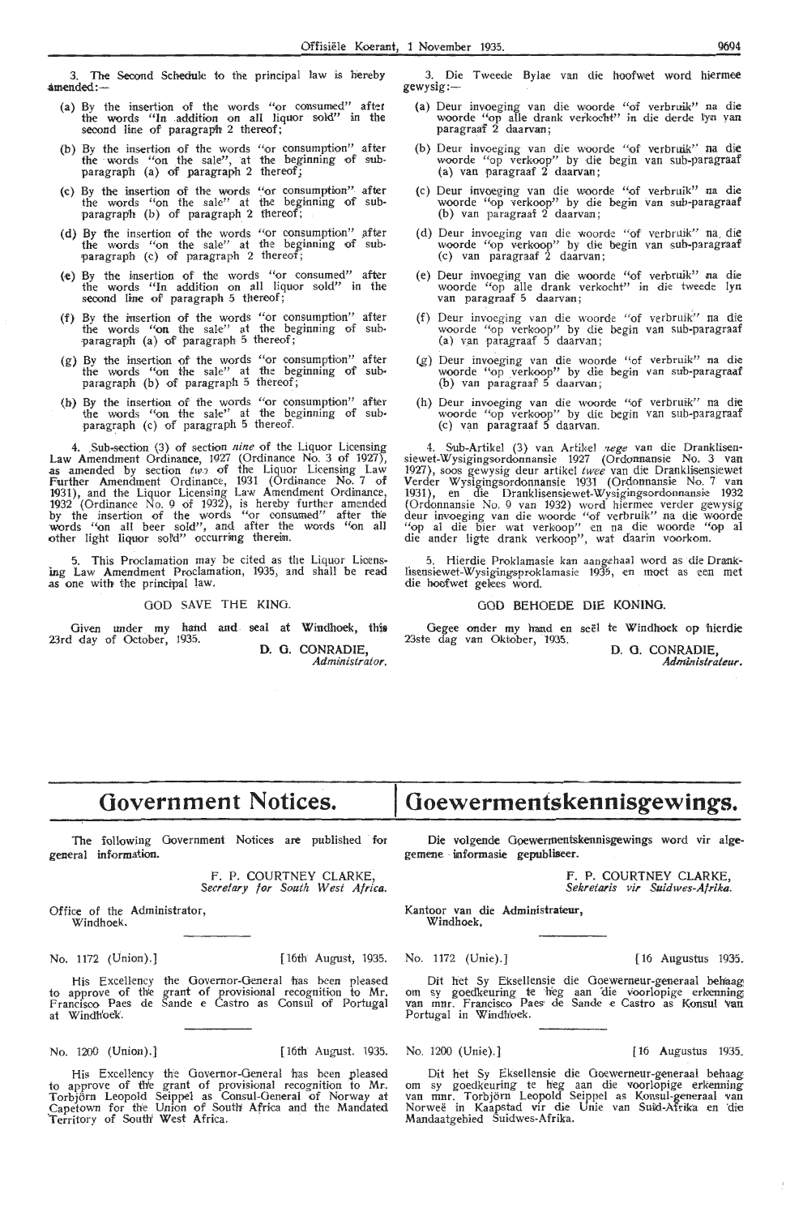3. The Second Schedule to the principal law is hereby amended:—

(a) By the insertion of the words "or consumed" after the words "In addition on all liquor sold" in the second line of paragraph 2 thereof;

(b) By the insertion of the words "or consumption" after the words "on the sale", at the beginning of sub-paragraph (a) of paragraph 2 thereof;

(c) By the insertion of the words "or consumption" after the words "on the sale" at the beginning of sub-paragraph (b) of paragraph 2 thereof;

(d) By the insertion of the words "or consumption" after the words "on the sale" at the beginning of sub-paragraph (c) of paragraph 2 thereof;

(e) By the insertion of the words "or consumed" after the words "In addition on all liquor sold" in the second line of paragraph 5 thereof;

(f) By the insertion of the words "or consumption" after the words "on the sale" at the beginning of sub-paragraph (a) of paragraph 5 thereof;

(g) By the insertion of the words "or consumption" after the words "on the sale" at the beginning of sub-paragraph (b) of paragraph 5 thereof;

(h) By the insertion of the words "or consumption" after the words "on the sale" at the beginning of sub-paragraph (c) of paragraph 5 thereof.

4. Sub-section (3) of section *nine* of the Liquor Licensing Law Amendment Ordinance, 1927 (Ordinance No. 3 of 1927), as amended by section *two* of the Liquor Licensing Law Further Amendment Ordinance, 1931 (Ordinance No. 7 of 1931), and the Liquor Licensing Law Amendment Ordinance, 1932 (Ordinance No. 9 of 1932), is hereby further amended by the insertion of the words "or consumed" after the words "on all beer sold", and after the words "on all other light liquor sold" occurring therein.

5. This Proclamation may be cited as the Liquor Licensing Law Amendment Proclamation, 1935, and shall be read as one with the principal law.

GOD SAVE THE KING.

Given under my hand and seal at Windhoek, this 23rd day of October, 1935.

**D. G. CONRADIE,**
*Administrator.*

3. Die Tweede Bylae van die hoofwet word hiermee gewysig:—

(a) Deur invoeging van die woorde "of verbruik" na die woorde "op alle drank verkocht" in die derde lyn van paragraaf 2 daarvan;

(b) Deur invoeging van die woorde "of verbruik" na die woorde "op verkoop" by die begin van sub-paragraaf (a) van paragraaf 2 daarvan;

(c) Deur invoeging van die woorde "of verbruik" na die woorde "op verkoop" by die begin van sub-paragraaf (b) van paragraaf 2 daarvan;

(d) Deur invoeging van die woorde "of verbruik" na die woorde "op verkoop" by die begin van sub-paragraaf (c) van paragraaf 2 daarvan;

(e) Deur invoeging van die woorde "of verbruik" na die woorde "op alle drank verkocht" in die tweede lyn van paragraaf 5 daarvan;

(f) Deur invoeging van die woorde "of verbruik" na die woorde "op verkoop" by die begin van sub-paragraaf (a) van paragraaf 5 daarvan;

(g) Deur invoeging van die woorde "of verbruik" na die woorde "op verkoop" by die begin van sub-paragraaf (b) van paragraaf 5 daarvan;

(h) Deur invoeging van die woorde "of verbruik" na die woorde "op verkoop" by die begin van sub-paragraaf (c) van paragraaf 5 daarvan.

4. Sub-Artikel (3) van Artikel *nege* van die Dranklisensiewet-Wysigingsordonnansie 1927 (Ordonnansie No. 3 van 1927), soos gewysig deur artikel *twee* van die Dranklisensiewet Verder Wysigingsordonnansie 1931 (Ordonnansie No. 7 van 1931), en die Dranklisensiewet-Wysigingsordonnansie 1932 (Ordonnansie No. 9 van 1932) word hiermee verder gewysig deur invoeging van die woorde "of verbruik" na die woorde "op al die bier wat verkoop" en na die woorde "op al die ander ligte drank verkoop", wat daarin voorkom.

5. Hierdie Proklamasie kan aangehaal word as die Dranklisensiewet-Wysigingsproklamasie 1935, en moet as een met die hoofwet gelees word.

GOD BEHOEDE DIE KONING.

Gegee onder my hand en seël te Windhoek op hierdie 23ste dag van Oktober, 1935.

**D. G. CONRADIE,**
*Administrateur.*

# Government Notices. | Goewermentskennisgewings.

The following Government Notices are published for general information.

F. P. COURTNEY CLARKE,
*Secretary for South West Africa.*

Office of the Administrator,
Windhoek.

Die volgende Goewermentskennisgewings word vir algemene informasie gepubliseer.

F. P. COURTNEY CLARKE,
*Sekretaris vir Suidwes-Afrika.*

Kantoor van die Administrateur,
Windhoek.

No. 1172 (Union).] [16th August, 1935.

His Excellency the Governor-General has been pleased to approve of the grant of provisional recognition to Mr. Francisco Paes de Sande e Castro as Consul of Portugal at Windhoek.

No. 1172 (Unie).] [16 Augustus 1935.

Dit het Sy Eksellensie die Goewerneur-generaal behaag om sy goedkeuring te heg aan die voorlopige erkenning van mnr. Francisco Paes de Sande e Castro as Konsul van Portugal in Windhoek.

No. 1200 (Union).] [16th August, 1935.

His Excellency the Governor-General has been pleased to approve of the grant of provisional recognition to Mr. Torbjörn Leopold Seippel as Consul-General of Norway at Capetown for the Union of South Africa and the Mandated Territory of South West Africa.

No. 1200 (Unie).] [16 Augustus 1935.

Dit het Sy Eksellensie die Goewerneur-generaal behaag om sy goedkeuring te heg aan die voorlopige erkenning van mnr. Torbjörn Leopold Seippel as Konsul-generaal van Norweë in Kaapstad vir die Unie van Suid-Afrika en die Mandaatgebied Suidwes-Afrika.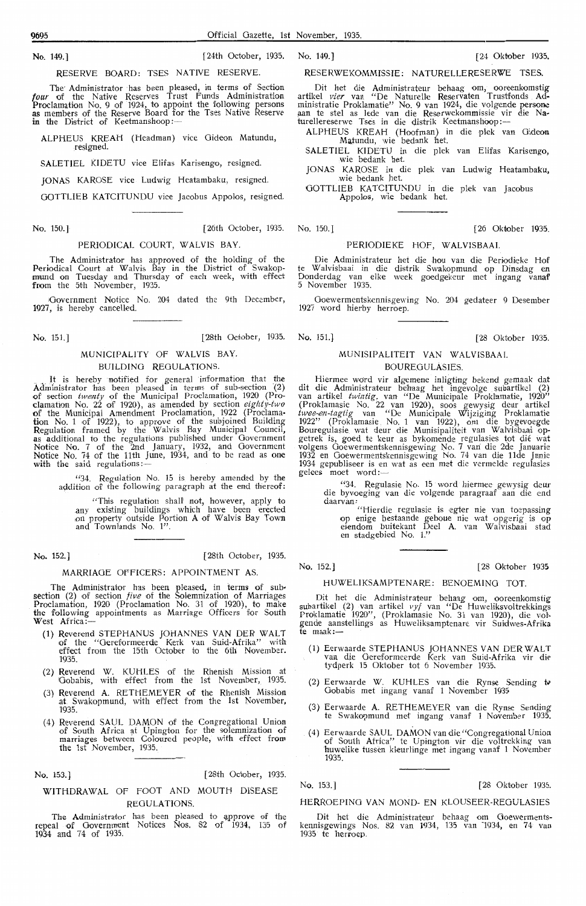No. 149.] [24th October, 1935.

## RESERVE BOARD: TSES NATIVE RESERVE.

The Administrator has been pleased, in terms of Section *four* of the Native Reserves Trust Funds Administration Proclamation No. 9 of 1924, to appoint the following persons as members of the Reserve Board for the Tses Native Reserve in the District of Keetmanshoop:—

ALPHEUS KREAH (Headman) vice Gideon Matundu, resigned.

SALETIEL KIDETU vice Elifas Karisengo, resigned.

JONAS KAROSE vice Ludwig Heatambaku, resigned.

GOTTLIEB KATCITUNDU vice Jacobus Appolos, resigned.

No. 150.] [26th October, 1935.

## PERIODICAL COURT, WALVIS BAY.

The Administrator has approved of the holding of the Periodical Court at Walvis Bay in the District of Swakopmund on Tuesday and Thursday of each week, with effect from the 5th November, 1935.

Government Notice No. 204 dated the 9th December, 1927, is hereby cancelled.

No. 151.] [28th October, 1935.

## MUNICIPALITY OF WALVIS BAY. BUILDING REGULATIONS.

It is hereby notified for general information that the Administrator has been pleased in terms of sub-section (2) of section *twenty* of the Municipal Proclamation, 1920 (Proclamation No. 22 of 1920), as amended by section *eighty-two* of the Municipal Amendment Proclamation, 1922 (Proclamation No. 1 of 1922), to approve of the subjoined Building Regulation framed by the Walvis Bay Municipal Council, as additional to the regulations published under Government Notice No. 7 of the 2nd January, 1932, and Government Notice No. 74 of the 11th June, 1934, and to be read as one with the said regulations:—

> "34. Regulation No. 15 is hereby amended by the addition of the following paragraph at the end thereof:
>
> "This regulation shall not, however, apply to any existing buildings which have been erected on property outside Portion A of Walvis Bay Town and Townlands No. 1".

No. 152.] [28th October, 1935.

## MARRIAGE OFFICERS: APPOINTMENT AS.

The Administrator has been pleased, in terms of sub-section (2) of section *five* of the Solemnization of Marriages Proclamation, 1920 (Proclamation No. 31 of 1920), to make the following appointments as Marriage Officers for South West Africa:—

(1) Reverend STEPHANUS JOHANNES VAN DER WALT of the "Gereformeerde Kerk van Suid-Afrika" with effect from the 15th October to the 6th November. 1935.

(2) Reverend W. KUHLES of the Rhenish Mission at Gobabis, with effect from the 1st November, 1935.

(3) Reverend A. RETHEMEYER of the Rhenish Mission at Swakopmund, with effect from the 1st November, 1935.

(4) Reverend SAUL DAMON of the Congregational Union of South Africa at Upington for the solemnization of marriages between Coloured people, with effect from the 1st November, 1935.

No. 153.] [28th October, 1935.

## WITHDRAWAL OF FOOT AND MOUTH DISEASE REGULATIONS.

The Administrator has been pleased to approve of the repeal of Government Notices Nos. 82 of 1934, 135 of 1934 and 74 of 1935.

No. 149.] [24 Oktober 1935.

## RESERWEKOMMISSIE: NATURELLERESERWE TSES.

Dit het die Administrateur behaag om, ooreenkomstig artikel *vier* van "De Naturelle Reservaten Trustfonds Administratie Proklamatie" No. 9 van 1924, die volgende persone aan te stel as lede van die Reserwekommissie vir die Naturellereserwe Tses in die distrik Keetmanshoop:—

ALPHEUS KREAH (Hoofman) in die plek van Gideon Matundu, wie bedank het.

SALETIEL KIDETU in die plek van Elifas Karisengo, wie bedank het.

JONAS KAROSE in die plek van Ludwig Heatambaku, wie bedank het.

GOTTLIEB KATCITUNDU in die plek van Jacobus Appolos, wie bedank het.

No. 150.] [26 Oktober 1935.

## PERIODIEKE HOF, WALVISBAAI.

Die Administrateur het die hou van die Periodieke Hof te Walvisbaai in die distrik Swakopmund op Dinsdag en Donderdag van elke week goedgekeur met ingang vanaf 5 November 1935.

Goewermentskennisgewing No. 204 gedateer 9 Desember 1927 word hierby herroep.

No. 151.] [28 Oktober 1935.

## MUNISIPALITEIT VAN WALVISBAAI. BOUREGULASIES.

Hiermee word vir algemene inligting bekend gemaak dat dit die Administrateur behaag het ingevolge subartikel (2) van artikel *twintig*, van "De Municipale Proklamatie, 1920" (Proklamasie No. 22 van 1920), soos gewysig deur artikel *twee-en-tagtig* van "De Municipale Wijziging Proklamatie 1922" (Proklamasie No. 1 van 1922), om die bygevoegde Bouregulasie wat deur die Munisipaliteit van Walvisbaai opgetrek is, goed te keur as bykomende regulasies tot dié wat volgens Goewermentskennisgewing No. 7 van die 2de Januarie 1932 en Goewermentskennisgewing No. 74 van die 11de Junie 1934 gepubliseer is en wat as een met die vermelde regulasies gelees moet word:—

> "34. Regulasie No. 15 word hiermee gewysig deur die byvoeging van die volgende paragraaf aan die end daarvan:
>
> "Hierdie regulasie is egter nie van toepassing op enige bestaande geboue nie wat opgerig is op eiendom buitekant Deel A. van Walvisbaai stad en stadgebied No. 1."

No. 152.] [28 Oktober 1935

## HUWELIKSAMPTENARE: BENOEMING TOT.

Dit het die Administrateur behaag om, ooreenkomstig subartikel (2) van artikel *vyf* van "De Huweliksvoltrekkings Proklamatie 1920", (Proklamasie No. 31 van 1920), die volgende aanstellings as Huweliksamptenare vir Suidwes-Afrika te maak:—

(1) Eerwaarde STEPHANUS JOHANNES VAN DER WALT van die Gereformeerde Kerk van Suid-Afrika vir die tydperk 15 Oktober tot 6 November 1935.

(2) Eerwaarde W. KUHLES van die Rynse Sending te Gobabis met ingang vanaf 1 November 1935

(3) Eerwaarde A. RETHEMEYER van die Rynse Sending te Swakopmund met ingang vanaf 1 November 1935.

(4) Eerwaarde SAUL DAMON van die "Congregational Union of South Africa" te Upington vir die voltrekking van huwelike tussen kleurlinge met ingang vanaf 1 November 1935.

No. 153.] [28 Oktober 1935.

## HERROEPING VAN MOND- EN KLOUSEER-REGULASIES

Dit het die Administrateur behaag om Goewermentskennisgewings Nos. 82 van 1934, 135 van 1934, en 74 van 1935 te herroep.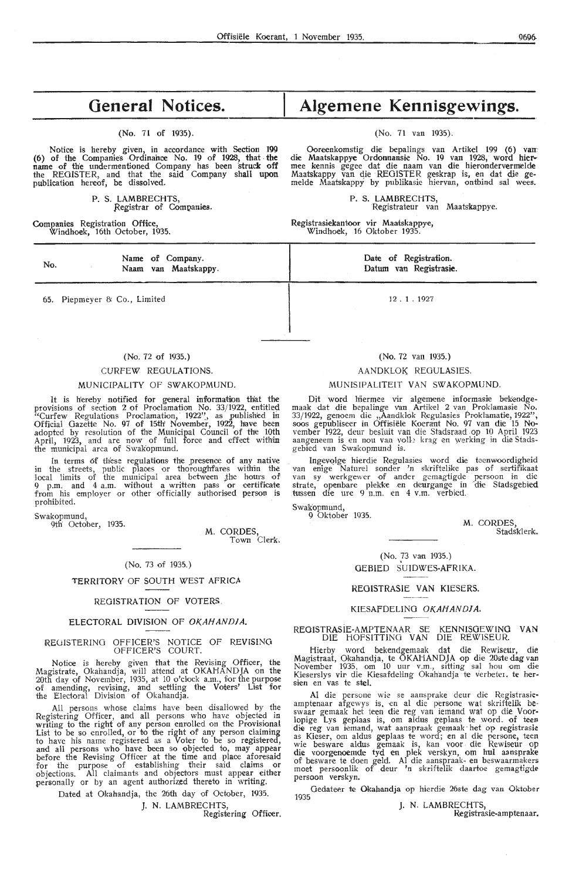# General Notices.

(No. 71 of 1935).

Notice is hereby given, in accordance with Section 199 (6) of the Companies Ordinance No. 19 of 1928, that the name of the undermentioned Company has been struck off the REGISTER, and that the said Company shall upon publication hereof, be dissolved.

P. S. LAMBRECHTS,
Registrar of Companies.

Companies Registration Office,
Windhoek, 16th October, 1935.

| No. | Name of Company. Naam van Maatskappy. | Date of Registration. Datum van Registrasie. |
|---|---|---|
| 65. | Piepmeyer & Co., Limited | 12 . 1 . 1927 |

(No. 72 of 1935.)

CURFEW REGULATIONS.

MUNICIPALITY OF SWAKOPMUND.

It is hereby notified for general information that the provisions of section 2 of Proclamation No. 33/1922, entitled "Curfew Regulations Proclamation, 1922", as published in Official Gazette No. 97 of 15th November, 1922, have been adopted by resolution of the Municipal Council of the 10th April, 1923, and are now of full force and effect within the municipal area of Swakopmund.

In terms of these regulations the presence of any native in the streets, public places or thoroughfares within the local limits of the municipal area between the hours of 9 p.m. and 4 a.m. without a written pass or certificate from his employer or other officially authorised person is prohibited.

Swakopmund,
9th October, 1935.

M. CORDES,
Town Clerk.

(No. 73 of 1935.)

TERRITORY OF SOUTH WEST AFRICA

REGISTRATION OF VOTERS.

ELECTORAL DIVISION OF *OKAHANDJA.*

REGISTERING OFFICER'S NOTICE OF REVISING OFFICER'S COURT.

Notice is hereby given that the Revising Officer, the Magistrate, Okahandja, will attend at OKAHANDJA on the 20th day of November, 1935, at 10 o'clock a.m., for the purpose of amending, revising, and settling the Voters' List for the Electoral Division of Okahandja.

All persons whose claims have been disallowed by the Registering Officer, and all persons who have objected in writing to the right of any person enrolled on the Provisional List to be so enrolled, or to the right of any person claiming to have his name registered as a Voter to be so registered, and all persons who have been so objected to, may appear before the Revising Officer at the time and place aforesaid for the purpose of establishing their said claims or objections. All claimants and objectors must appear either personally or by an agent authorized thereto in writing.

Dated at Okahandja, the 26th day of October, 1935.

J. N. LAMBRECHTS,
Registering Officer.

# Algemene Kennisgewings.

(No. 71 van 1935).

Ooreenkomstig die bepalings van Artikel 199 (6) van die Maatskappye Ordonnansie No. 19 van 1928, word hiermee kennis gegee dat die naam van die hierondervermelde Maatskappy van die REGISTER geskrap is, en dat die gemelde Maatskappy by publikasie hiervan, ontbind sal wees.

P. S. LAMBRECHTS,
Registrateur van Maatskappye.

Registrasiekantoor vir Maatskappye,
Windhoek, 16 Oktober 1935.

(No. 72 van 1935.)

AANDKLOK REGULASIES.

MUNISIPALITEIT VAN SWAKOPMUND.

Dit word hiermee vir algemene informasie bekendgemaak dat die bepalinge van Artikel 2 van Proklamasie No. 33/1922, genoem die „Aandklok Regulasies Proklamatie, 1922", soos gepubliseer in Offisiële Koerant No. 97 van die 15 November 1922, deur besluit van die Stadsraad op 10 April 1923 aangeneem is en nou van volle krag en werking in die Stadsgebied van Swakopmund is.

Ingevolge hierdie Regulasies word die teenwoordigheid van enige Naturel sonder 'n skriftelike pas of sertifikaat van sy werkgewer of ander gemagtigde persoon in die strate, openbare plekke en deurgange in die Stadsgebied tussen die ure 9 n.m. en 4 v.m. verbied.

Swakopmund,
9 Oktober 1935.

M. CORDES,
Stadsklerk.

(No. 73 van 1935.)

GEBIED SUIDWES-AFRIKA.

REGISTRASIE VAN KIESERS.

KIESAFDELING *OKAHANDJA.*

REGISTRASIE-AMPTENAAR SE KENNISGEWING VAN DIE HOFSITTING VAN DIE REWISEUR.

Hierby word bekendgemaak dat die Rewiseur, die Magistraat, Okahandja, te OKAHANDJA op die 20ste dag van November 1935, om 10 uur v.m., sitting sal hou om die Kieserslys vir die Kiesafdeling Okahandja te verbeter, te hersien en vas te stel.

Al die persone wie se aansprake deur die Registrasieamptenaar afgewys is, en al die persone wat skriftelik beswaar gemaak het teen die reg van iemand wat op die Voorlopige Lys geplaas is, om aldus geplaas te word, of teen die reg van iemand, wat aanspraak gemaak het op registrasie as Kieser, om aldus geplaas te word; en al die persone, teen wie besware aldus gemaak is, kan voor die Rewiseur op die voorgenoemde tyd en plek verskyn, om hul aansprake of besware te doen geld. Al die aanspraak- en beswaarmakers moet persoonlik of deur 'n skriftelik daartoe gemagtigde persoon verskyn.

Gedateer te Okahandja op hierdie 26ste dag van Oktober 1935

J. N. LAMBRECHTS,
Registrasie-amptenaar.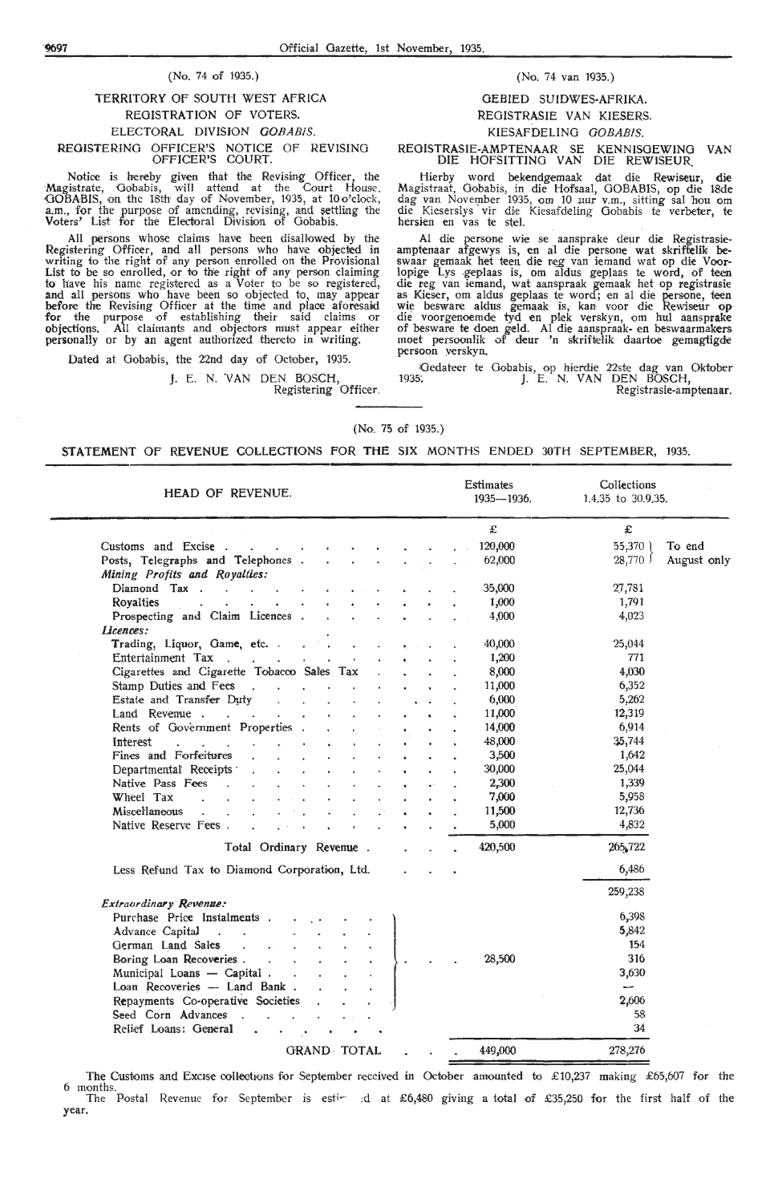(No. 74 of 1935.)

## TERRITORY OF SOUTH WEST AFRICA

### REGISTRATION OF VOTERS.

### ELECTORAL DIVISION *GOBABIS*.

### REGISTERING OFFICER'S NOTICE OF REVISING OFFICER'S COURT.

Notice is hereby given that the Revising Officer, the Magistrate, Gobabis, will attend at the Court House, GOBABIS, on the 18th day of November, 1935, at 10 o'clock, a.m., for the purpose of amending, revising, and settling the Voters' List for the Electoral Division of Gobabis.

All persons whose claims have been disallowed by the Registering Officer, and all persons who have objected in writing to the right of any person enrolled on the Provisional List to be so enrolled, or to the right of any person claiming to have his name registered as a Voter to be so registered, and all persons who have been so objected to, may appear before the Revising Officer at the time and place aforesaid for the purpose of establishing their said claims or objections. All claimants and objectors must appear either personally or by an agent authorized thereto in writing.

Dated at Gobabis, the 22nd day of October, 1935.

J. E. N. VAN DEN BOSCH,
Registering Officer.

(No. 74 van 1935.)

## GEBIED SUIDWES-AFRIKA.

### REGISTRASIE VAN KIESERS.

### KIESAFDELING *GOBABIS*.

### REGISTRASIE-AMPTENAAR SE KENNISGEWING VAN DIE HOFSITTING VAN DIE REWISEUR.

Hierby word bekendgemaak dat die Rewiseur, die Magistraat, Gobabis, in die Hofsaal, GOBABIS, op die 18de dag van November 1935, om 10 uur v.m., sitting sal hou om die Kieserslys vir die Kiesafdeling Gobabis te verbeter, te hersien en vas te stel.

Al die persone wie se aansprake deur die Registrasie-amptenaar afgewys is, en al die persone wat skriftelik beswaar gemaak het teen die reg van iemand wat op die Voorlopige Lys geplaas is, om aldus geplaas te word, of teen die reg van iemand, wat aanspraak gemaak het op registrasie as Kieser, om aldus geplaas te word; en al die persone, teen wie besware aldus gemaak is, kan voor die Rewiseur op die voorgenoemde tyd en plek verskyn, om hul aansprake of besware te doen geld. Al die aanspraak- en beswaarmakers moet persoonlik of deur 'n skriftelik daartoe gemagtigde persoon verskyn.

Gedateer te Gobabis, op hierdie 22ste dag van Oktober 1935.

J. E. N. VAN DEN BOSCH,
Registrasie-amptenaar.

---

(No. 75 of 1935.)

## STATEMENT OF REVENUE COLLECTIONS FOR THE SIX MONTHS ENDED 30TH SEPTEMBER, 1935.

| HEAD OF REVENUE. | Estimates 1935—1936. | Collections 1.4.35 to 30.9.35. | |
|---|---|---|---|
| | £ | £ | |
| Customs and Excise | 120,000 | 55,370 | To end August only |
| Posts, Telegraphs and Telephones | 62,000 | 28,770 | |
| *Mining Profits and Royalties:* | | | |
| Diamond Tax | 35,000 | 27,781 | |
| Royalties | 1,000 | 1,791 | |
| Prospecting and Claim Licences | 4,000 | 4,023 | |
| *Licences:* | | | |
| Trading, Liquor, Game, etc. | 40,000 | 25,044 | |
| Entertainment Tax | 1,200 | 771 | |
| Cigarettes and Cigarette Tobacco Sales Tax | 8,000 | 4,030 | |
| Stamp Duties and Fees | 11,000 | 6,352 | |
| Estate and Transfer Duty | 6,000 | 5,262 | |
| Land Revenue | 11,000 | 12,319 | |
| Rents of Government Properties | 14,000 | 6,914 | |
| Interest | 48,000 | 35,744 | |
| Fines and Forfeitures | 3,500 | 1,642 | |
| Departmental Receipts | 30,000 | 25,044 | |
| Native Pass Fees | 2,300 | 1,339 | |
| Wheel Tax | 7,000 | 5,958 | |
| Miscellaneous | 11,500 | 12,736 | |
| Native Reserve Fees | 5,000 | 4,832 | |
| Total Ordinary Revenue | 420,500 | 265,722 | |
| Less Refund Tax to Diamond Corporation, Ltd. | | 6,486 | |
| | | 259,238 | |
| *Extraordinary Revenue:* | | | |
| Purchase Price Instalments | 28,500 | 6,398 | |
| Advance Capital | | 5,842 | |
| German Land Sales | | 154 | |
| Boring Loan Recoveries | | 316 | |
| Municipal Loans — Capital | | 3,630 | |
| Loan Recoveries — Land Bank | | — | |
| Repayments Co-operative Societies | | 2,606 | |
| Seed Corn Advances | | 58 | |
| Relief Loans: General | | 34 | |
| GRAND TOTAL | 449,000 | 278,276 | |

The Customs and Excise collections for September received in October amounted to £10,237 making £65,607 for the 6 months.

The Postal Revenue for September is estimated at £6,480 giving a total of £35,250 for the first half of the year.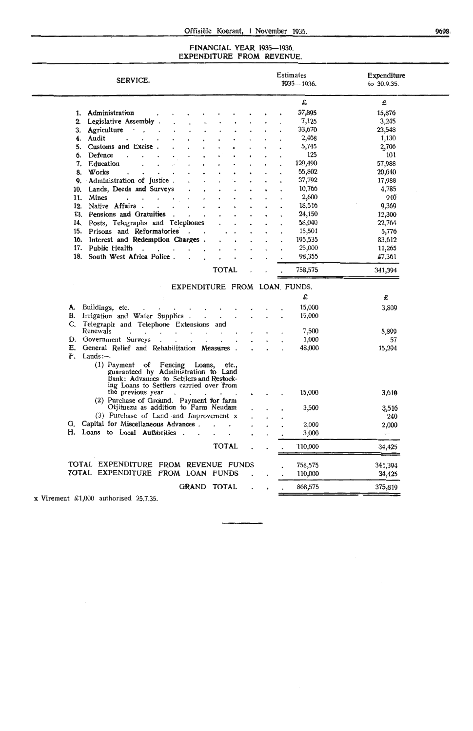## FINANCIAL YEAR 1935—1936.
## EXPENDITURE FROM REVENUE.

| SERVICE. | Estimates 1935—1936. | Expenditure to 30.9.35. |
|---|---|---|
| | £ | £ |
| 1. Administration | 37,895 | 15,876 |
| 2. Legislative Assembly | 7,125 | 3,245 |
| 3. Agriculture | 33,670 | 23,548 |
| 4. Audit | 2,468 | 1,130 |
| 5. Customs and Excise | 5,745 | 2,706 |
| 6. Defence | 125 | 101 |
| 7. Education | 129,490 | 57,988 |
| 8. Works | 55,802 | 20,640 |
| 9. Administration of Justice | 37,792 | 17,988 |
| 10. Lands, Deeds and Surveys | 10,766 | 4,785 |
| 11. Mines | 2,600 | 940 |
| 12. Native Affairs | 18,516 | 9,369 |
| 13. Pensions and Gratuities | 24,150 | 12,300 |
| 14. Posts, Telegraphs and Telephones | 58,040 | 22,764 |
| 15. Prisons and Reformatories | 15,501 | 5,776 |
| 16. Interest and Redemption Charges | 195,535 | 83,612 |
| 17. Public Health | 25,000 | 11,265 |
| 18. South West Africa Police | 98,355 | 47,361 |
| TOTAL | 758,575 | 341,394 |

## EXPENDITURE FROM LOAN FUNDS.

| SERVICE. | Estimates 1935—1936. | Expenditure to 30.9.35. |
|---|---|---|
| | £ | £ |
| A. Buildings, etc. | 15,000 | 3,809 |
| B. Irrigation and Water Supplies | 15,000 | |
| C. Telegraph and Telephone Extensions and Renewals | 7,500 | 5,899 |
| D. Government Surveys | 1,000 | 57 |
| E. General Relief and Rehabilitation Measures | 48,000 | 15,294 |
| F. Lands:— | | |
| (1) Payment of Fencing Loans, etc., guaranteed by Administration to Land Bank: Advances to Settlers and Restocking Loans to Settlers carried over from the previous year | 15,000 | 3,610 |
| (2) Purchase of Ground. Payment for farm Otjituezu as addition to Farm Neudam | 3,500 | 3,516 |
| (3) Purchase of Land and Improvement x | | 240 |
| G. Capital for Miscellaneous Advances | 2,000 | 2,000 |
| H. Loans to Local Authorities | 3,000 | — |
| TOTAL | 110,000 | 34,425 |

| | Estimates 1935—1936. | Expenditure to 30.9.35. |
|---|---|---|
| TOTAL EXPENDITURE FROM REVENUE FUNDS | 758,575 | 341,394 |
| TOTAL EXPENDITURE FROM LOAN FUNDS | 110,000 | 34,425 |
| GRAND TOTAL | 868,575 | 375,819 |

x Virement £1,000 authorised 25.7.35.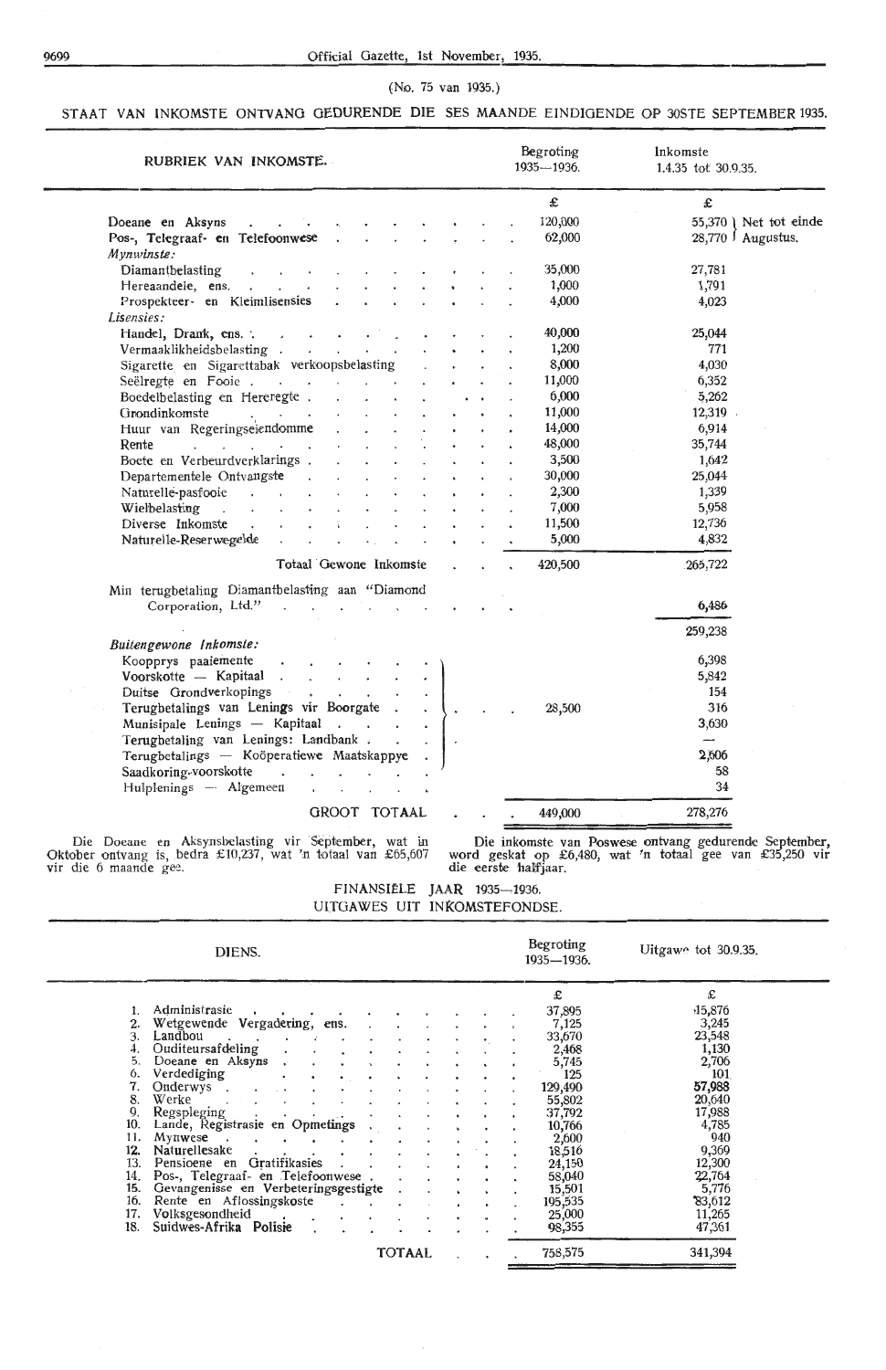(No. 75 van 1935.)

STAAT VAN INKOMSTE ONTVANG GEDURENDE DIE SES MAANDE EINDIGENDE OP 30STE SEPTEMBER 1935.

| RUBRIEK VAN INKOMSTE. | Begroting 1935—1936. | Inkomste 1.4.35 tot 30.9.35. |
|---|---|---|
| | £ | £ |
| Doeane en Aksyns | 120,000 | 55,370 } Net tot einde |
| Pos-, Telegraaf- en Telefoonwese | 62,000 | 28,770 } Augustus. |
| *Mynwinste:* | | |
| Diamantbelasting | 35,000 | 27,781 |
| Hereaandele, ens. | 1,000 | 1,791 |
| Prospekteer- en Kleimlisensies | 4,000 | 4,023 |
| *Lisensies:* | | |
| Handel, Drank, ens. | 40,000 | 25,044 |
| Vermaaklikheidsbelasting | 1,200 | 771 |
| Sigarette en Sigarettabak verkoopsbelasting | 8,000 | 4,030 |
| Seëlregte en Fooie | 11,000 | 6,352 |
| Boedelbelasting en Hereregte | 6,000 | 5,262 |
| Grondinkomste | 11,000 | 12,319 |
| Huur van Regeringseiendomme | 14,000 | 6,914 |
| Rente | 48,000 | 35,744 |
| Boete en Verbeurdverklarings | 3,500 | 1,642 |
| Departementele Ontvangste | 30,000 | 25,044 |
| Naturellé-pasfooie | 2,300 | 1,339 |
| Wielbelasting | 7,000 | 5,958 |
| Diverse Inkomste | 11,500 | 12,736 |
| Naturelle-Reserwegelde | 5,000 | 4,832 |
| Totaal Gewone Inkomste | 420,500 | 265,722 |
| Min terugbetaling Diamantbelasting aan "Diamond Corporation, Ltd." | | 6,486 |
| | | 259,238 |
| *Buitengewone Inkomste:* | | |
| Koopprys paaiemente | } 28,500 | 6,398 |
| Voorskotte — Kapitaal | | 5,842 |
| Duitse Grondverkopings | | 154 |
| Terugbetalings van Lenings vir Boorgate | | 316 |
| Munisipale Lenings — Kapitaal | | 3,630 |
| Terugbetaling van Lenings: Landbank | | — |
| Terugbetalings — Koöperatiewe Maatskappye | | 2,606 |
| Saadkoring-voorskotte | | 58 |
| Hulplenings — Algemeen | | 34 |
| GROOT TOTAAL | 449,000 | 278,276 |

Die Doeane en Aksynsbelasting vir September, wat in Oktober ontvang is, bedra £10,237, wat 'n totaal van £65,607 vir die 6 maande gee.

Die inkomste van Poswese ontvang gedurende September, word geskat op £6,480, wat 'n totaal gee van £35,250 vir die eerste halfjaar.

FINANSIËLE JAAR 1935—1936.
UITGAWES UIT INKOMSTEFONDSE.

| DIENS. | Begroting 1935—1936. | Uitgawe tot 30.9.35. |
|---|---|---|
| | £ | £ |
| 1. Administrasie | 37,895 | 15,876 |
| 2. Wetgewende Vergadering, ens. | 7,125 | 3,245 |
| 3. Landbou | 33,670 | 23,548 |
| 4. Ouditeursafdeling | 2,468 | 1,130 |
| 5. Doeane en Aksyns | 5,745 | 2,706 |
| 6. Verdediging | 125 | 101 |
| 7. Onderwys | 129,490 | 57,988 |
| 8. Werke | 55,802 | 20,640 |
| 9. Regspleging | 37,792 | 17,988 |
| 10. Lande, Registrasie en Opmetings | 10,766 | 4,785 |
| 11. Mynwese | 2,600 | 940 |
| 12. Naturellesake | 18,516 | 9,369 |
| 13. Pensioene en Gratifikasies | 24,150 | 12,300 |
| 14. Pos-, Telegraaf- en Telefoonwese | 58,040 | 22,764 |
| 15. Gevangenisse en Verbeteringsgestigte | 15,501 | 5,776 |
| 16. Rente en Aflossingskoste | 195,535 | 83,612 |
| 17. Volksgesondheid | 25,000 | 11,265 |
| 18. Suidwes-Afrika Polisie | 98,355 | 47,361 |
| TOTAAL | 758,575 | 341,394 |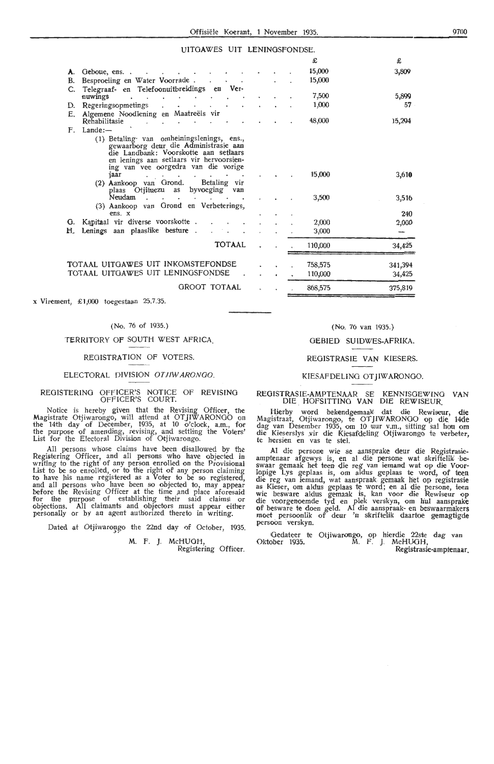## UITGAWES UIT LENINGSFONDSE.

| | | £ | £ |
|---|---|---|---|
| A. | Geboue, ens. | 15,000 | 3,809 |
| B. | Besproeiing en Water Voorrade | 15,000 | |
| C. | Telegraaf- en Telefoonuitbreidings en Vernuwings | 7,500 | 5,899 |
| D. | Regeringsopmetings | 1,000 | 57 |
| E. | Algemene Noodlening en Maatreëls vir Rehabilitasie | 48,000 | 15,294 |
| F. | Lande:— | | |
| | (1) Betaling van omheiningslenings, ens., gewaarborg deur die Administrasie aan die Landbank: Voorskotte aan setlaars en lenings aan setlaars vir hervoorsiening van vee oorgedra van die vorige jaar | 15,000 | 3,610 |
| | (2) Aankoop van Grond. Betaling vir plaas Otjituezu as byvoeging van Neudam | 3,500 | 3,516 |
| | (3) Aankoop van Grond en Verbeterings, ens. x | | 240 |
| G. | Kapitaal vir diverse voorskotte | 2,000 | 2,000 |
| H. | Lenings aan plaaslike besture | 3,000 | — |
| | TOTAAL | 110,000 | 34,425 |
| | TOTAAL UITGAWES UIT INKOMSTEFONDSE | 758,575 | 341,394 |
| | TOTAAL UITGAWES UIT LENINGSFONDSE | 110,000 | 34,425 |
| | GROOT TOTAAL | 868,575 | 375,819 |

x Virement, £1,000 toegestaan 25.7.35.

---

(No. 76 of 1935.)

### TERRITORY OF SOUTH WEST AFRICA.

### REGISTRATION OF VOTERS.

### ELECTORAL DIVISION *OTJIWARONGO.*

#### REGISTERING OFFICER'S NOTICE OF REVISING OFFICER'S COURT.

Notice is hereby given that the Revising Officer, the Magistrate Otjiwarongo, will attend at OTJIWARONGO on the 14th day of December, 1935, at 10 o'clock, a.m., for the purpose of amending, revising, and settling the Voters' List for the Electoral Division of Otjiwarongo.

All persons whose claims have been disallowed by the Registering Officer, and all persons who have objected in writing to the right of any person enrolled on the Provisional List to be so enrolled, or to the right of any person claiming to have his name registered as a Voter to be so registered, and all persons who have been so objected to, may appear before the Revising Officer at the time and place aforesaid for the purpose of establishing their said claims or objections. All claimants and objectors must appear either personally or by an agent authorized thereto in writing.

Dated at Otjiwarongo the 22nd day of October, 1935.

M. F. J. McHUGH,
Registering Officer.

---

(No. 76 van 1935.)

### GEBIED SUIDWES-AFRIKA.

### REGISTRASIE VAN KIESERS.

### KIESAFDELING OTJIWARONGO.

#### REGISTRASIE-AMPTENAAR SE KENNISGEWING VAN DIE HOFSITTING VAN DIE REWISEUR.

Hierby word bekendgemaak dat die Rewiseur, die Magistraat, Otjiwarongo, te OTJIWARONGO op die 14de dag van Desember 1935, om 10 uur v.m., sitting sal hou om die Kieserslys vir die Kiesafdeling Otjiwarongo te verbeter, te hersien en vas te stel.

Al die persone wie se aansprake deur die Registrasie-amptenaar afgewys is, en al die persone wat skriftelik beswaar gemaak het teen die reg van iemand wat op die Voorlopige Lys geplaas is, om aldus geplaas te word, of teen die reg van iemand, wat aanspraak gemaak het op registrasie as Kieser, om aldus geplaas te word; en al die persone, teen wie besware aldus gemaak is, kan voor die Rewiseur op die voorgenoemde tyd en plek verskyn, om hul aansprake of besware te doen geld. Al die aanspraak- en beswaarmakers moet persoonlik of deur 'n skriftelik daartoe gemagtigde persoon verskyn.

Gedateer te Otjiwarongo, op hierdie 22ste dag van Oktober 1935.

M. F. J. McHUGH,
Registrasie-amptenaar.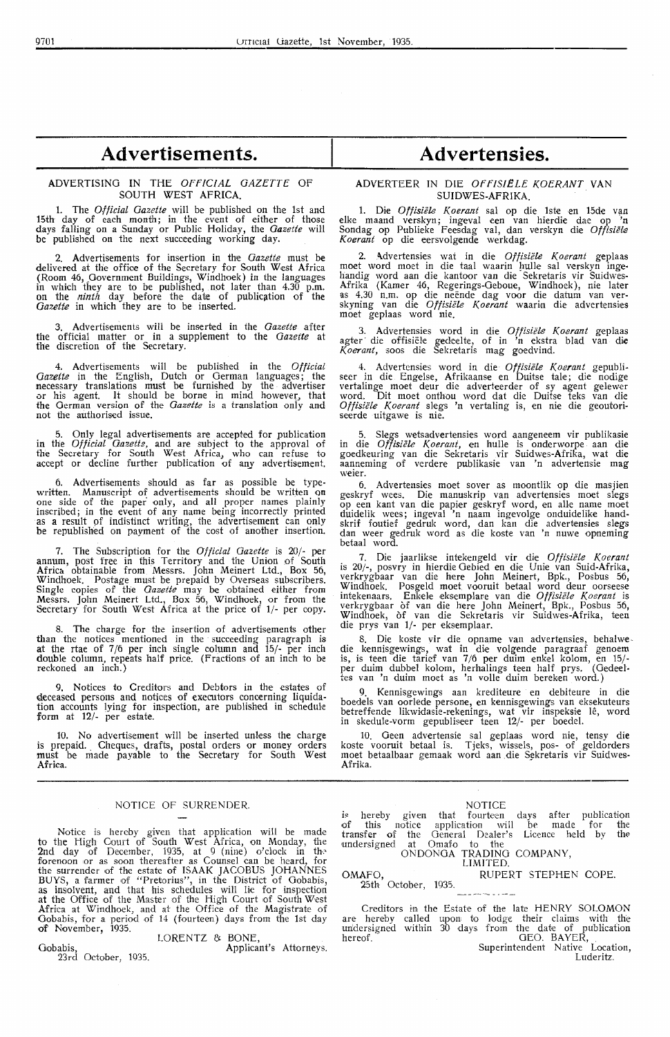# Advertisements.

ADVERTISING IN THE *OFFICIAL GAZETTE* OF SOUTH WEST AFRICA.

1. The *Official Gazette* will be published on the 1st and 15th day of each month; in the event of either of those days falling on a Sunday or Public Holiday, the *Gazette* will be published on the next succeeding working day.

2. Advertisements for insertion in the *Gazette* must be delivered at the office of the Secretary for South West Africa (Room 46, Government Buildings, Windhoek) in the languages in which they are to be published, not later than 4.30 p.m. on the *ninth* day before the date of publication of the *Gazette* in which they are to be inserted.

3. Advertisements will be inserted in the *Gazette* after the official matter or in a supplement to the *Gazette* at the discretion of the Secretary.

4. Advertisements will be published in the *Official Gazette* in the English, Dutch or German languages; the necessary translations must be furnished by the advertiser or his agent. It should be borne in mind however, that the German version of the *Gazette* is a translation only and not the authorised issue.

5. Only legal advertisements are accepted for publication in the *Official Gazette*, and are subject to the approval of the Secretary for South West Africa, who can refuse to accept or decline further publication of any advertisement.

6. Advertisements should as far as possible be typewritten. Manuscript of advertisements should be written on one side of the paper only, and all proper names plainly inscribed; in the event of any name being incorrectly printed as a result of indistinct writing, the advertisement can only be republished on payment of the cost of another insertion.

7. The Subscription for the *Official Gazette* is 20/- per annum, post free in this Territory and the Union of South Africa obtainable from Messrs. John Meinert Ltd., Box 56, Windhoek. Postage must be prepaid by Overseas subscribers. Single copies of the *Gazette* may be obtained either from Messrs. John Meinert Ltd., Box 56, Windhoek, or from the Secretary for South West Africa at the price of 1/- per copy.

8. The charge for the insertion of advertisements other than the notices mentioned in the succeeding paragraph is at the rtae of 7/6 per inch single column and 15/- per inch double column, repeats half price. (Fractions of an inch to be reckoned an inch.)

9. Notices to Creditors and Debtors in the estates of deceased persons and notices of executors concerning liquidation accounts lying for inspection, are published in schedule form at 12/- per estate.

10. No advertisement will be inserted unless the charge is prepaid. Cheques, drafts, postal orders or money orders must be made payable to the Secretary for South West Africa.

# Advertensies.

ADVERTEER IN DIE *OFFISIËLE KOERANT* VAN SUIDWES-AFRIKA.

1. Die *Offisiële Koerant* sal op die 1ste en 15de van elke maand verskyn; ingeval een van hierdie dae op 'n Sondag op Publieke Feesdag val, dan verskyn die *Offisiële Koerant* op die eersvolgende werkdag.

2. Advertensies wat in die *Offisiële Koerant* geplaas moet word moet in die taal waarin hulle sal verskyn ingehandig word aan die kantoor van die Sekretaris vir Suidwes-Afrika (Kamer 46, Regerings-Geboue, Windhoek), nie later as 4.30 n.m. op die neënde dag voor die datum van verskyning van die *Offisiële Koerant* waarin die advertensies moet geplaas word nie.

3. Advertensies word in die *Offisiële Koerant* geplaas agter die offisiële gedeelte, of in 'n ekstra blad van die *Koerant*, soos die Sekretaris mag goedvind.

4. Advertensies word in die *Offisiële Koerant* gepubliseer in die Engelse, Afrikaanse en Duitse tale; die nodige vertalinge moet deur die adverteerder of sy agent gelewer word. Dit moet onthou word dat die Duitse teks van die *Offisiële Koerant* slegs 'n vertaling is, en nie die geoutoriseerde uitgawe is nie.

5. Slegs wetsadvertensies word aangeneem vir publikasie in die *Offisiële Koerant*, en hulle is onderworpe aan die goedkeuring van die Sekretaris vir Suidwes-Afrika, wat die aanneming of verdere publikasie van 'n advertensie mag weier.

6. Advertensies moet sover as moontlik op die masjien geskryf wees. Die manuskrip van advertensies moet slegs op een kant van die papier geskryf word, en alle name moet duidelik wees; ingeval 'n naam ingevolge onduidelike handskrif foutief gedruk word, dan kan die advertensies slegs dan weer gedruk word as die koste van 'n nuwe opneming betaal word.

7. Die jaarlikse intekengeld vir die *Offisiële Koerant* is 20/-, posvry in hierdie Gebied en die Unie van Suid-Afrika, verkrygbaar van die here John Meinert, Bpk., Posbus 56, Windhoek. Posgeld moet vooruit betaal word deur oorseese intekenaars. Enkele eksemplare van die *Offisiële Koerant* is verkrygbaar òf van die here John Meinert, Bpk., Posbus 56, Windhoek, òf van die Sekretaris vir Suidwes-Afrika, teen die prys van 1/- per eksemplaar.

8. Die koste vir die opname van advertensies, behalwe die kennisgewings, wat in die volgende paragraaf genoem is, is teen die tarief van 7/6 per duim enkel kolom, en 15/- per duim dubbel kolom, herhalings teen half prys. (Gedeeltes van 'n duim moet as 'n volle duim bereken word.)

9. Kennisgewings aan krediteure en debiteure in die boedels van oorlede persone, en kennisgewings van eksekuteurs betreffende likwidasie-rekenings, wat vir inspeksie lê, word in skedule-vorm gepubliseer teen 12/- per boedel.

10. Geen advertensie sal geplaas word nie, tensy die koste vooruit betaal is. Tjeks, wissels, pos- of geldorders moet betaalbaar gemaak word aan die Sekretaris vir Suidwes-Afrika.

---

NOTICE OF SURRENDER.

Notice is hereby given that application will be made to the High Court of South West Africa, on Monday, the 2nd day of December, 1935, at 9 (nine) o'clock in the forenoon or as soon thereafter as Counsel can be heard, for the surrender of the estate of ISAAK JACOBUS JOHANNES BUYS, a farmer of "Pretorius", in the District of Gobabis, as insolvent, and that his schedules will lie for inspection at the Office of the Master of the High Court of South West Africa at Windhoek, and at the Office of the Magistrate of Gobabis, for a period of 14 (fourteen) days from the 1st day of November, 1935.

LORENTZ & BONE,
Applicant's Attorneys.

Gobabis,
23rd October, 1935.

---

NOTICE

is hereby given that fourteen days after publication of this notice application will be made for the transfer of the General Dealer's Licence held by the undersigned at Omafo to the

ONDONGA TRADING COMPANY, LIMITED.

OMAFO,
25th October, 1935.

RUPERT STEPHEN COPE.

---

Creditors in the Estate of the late HENRY SOLOMON are hereby called upon to lodge their claims with the undersigned within 30 days from the date of publication hereof.

GEO. BAYER,
Superintendent Native Location,
Luderitz.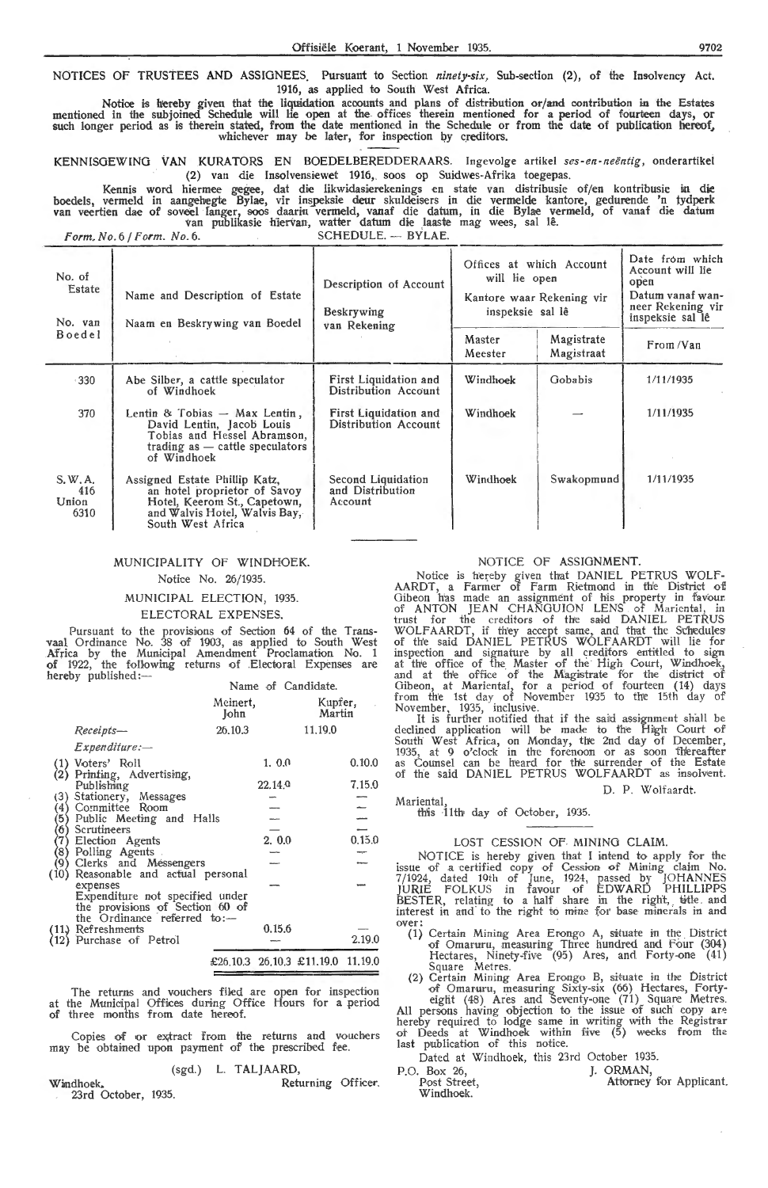NOTICES OF TRUSTEES AND ASSIGNEES. Pursuant to Section *ninety-six,* Sub-section (2), of the Insolvency Act, 1916, as applied to South West Africa.

Notice is hereby given that the liquidation accounts and plans of distribution or/and contribution in the Estates mentioned in the subjoined Schedule will lie open at the offices therein mentioned for a period of fourteen days, or such longer period as is therein stated, from the date mentioned in the Schedule or from the date of publication hereof, whichever may be later, for inspection by creditors.

KENNISGEWING VAN KURATORS EN BOEDELBEREDDERAARS. Ingevolge artikel *ses-en-neëntig,* onderartikel (2) van die Insolvensiewet 1916, soos op Suidwes-Afrika toegepas.

Kennis word hiermee gegee, dat die likwidasierekenings en state van distribusie of/en kontribusie in die boedels, vermeld in aangehegte Bylae, vir inspeksie deur skuldeisers in die vermelde kantore, gedurende 'n tydperk van veertien dae of soveel langer, soos daarin vermeld, vanaf die datum, in die Bylae vermeld, of vanaf die datum van publikasie hiervan, watter datum die laaste mag wees, sal lê.

*Form. No. 6 / Form. No. 6.* SCHEDULE. — BYLAE.

| No. of Estate / No. van Boedel | Name and Description of Estate / Naam en Beskrywing van Boedel | Description of Account / Beskrywing van Rekening | Offices at which Account will lie open / Kantore waar Rekening vir inspeksie sal lê | | Date from which Account will lie open / Datum vanaf wanneer Rekening vir inspeksie sal lê |
|---|---|---|---|---|---|
| | | | Master / Meester | Magistrate / Magistraat | From / Van |
| 330 | Abe Silber, a cattle speculator of Windhoek | First Liquidation and Distribution Account | Windhoek | Gobabis | 1/11/1935 |
| 370 | Lentin & Tobias — Max Lentin, David Lentin, Jacob Louis Tobias and Hessel Abramson, trading as — cattle speculators of Windhoek | First Liquidation and Distribution Account | Windhoek | — | 1/11/1935 |
| S.W.A. 416 Union 6310 | Assigned Estate Phillip Katz, an hotel proprietor of Savoy Hotel, Keerom St., Capetown, and Walvis Hotel, Walvis Bay, South West Africa | Second Liquidation and Distribution Account | Windhoek | Swakopmund | 1/11/1935 |

## MUNICIPALITY OF WINDHOEK.

Notice No. 26/1935.

MUNICIPAL ELECTION, 1935.

ELECTORAL EXPENSES.

Pursuant to the provisions of Section 64 of the Transvaal Ordinance No. 38 of 1903, as applied to South West Africa by the Municipal Amendment Proclamation No. 1 of 1922, the following returns of Electoral Expenses are hereby published:—

| | Meinert, John | | Kupfer, Martin | |
|---|---|---|---|---|
| *Receipts—* | 26.10.3 | | 11.19.0 | |
| *Expenditure:—* | | | | |
| (1) Voters' Roll | | 1. 0.0 | | 0.10.0 |
| (2) Printing, Advertising, Publishing | | 22.14.9 | | 7.15.0 |
| (3) Stationery, Messages | | — | | — |
| (4) Committee Room | | — | | — |
| (5) Public Meeting and Halls | | — | | — |
| (6) Scrutineers | | — | | — |
| (7) Election Agents | | 2. 0.0 | | 0.15.0 |
| (8) Polling Agents | | — | | — |
| (9) Clerks and Messengers | | — | | — |
| (10) Reasonable and actual personal expenses | | — | | — |
| Expenditure not specified under the provisions of Section 60 of the Ordinance referred to:— | | | | |
| (11) Refreshments | | 0.15.6 | | — |
| (12) Purchase of Petrol | | — | | 2.19.0 |
| | £26.10.3 | 26.10.3 | £11.19.0 | 11.19.0 |

The returns and vouchers filed are open for inspection at the Municipal Offices during Office Hours for a period of three months from date hereof.

Copies of or extract from the returns and vouchers may be obtained upon payment of the prescribed fee.

(sgd.) L. TALJAARD,
Returning Officer.

Windhoek,
23rd October, 1935.

## NOTICE OF ASSIGNMENT.

Notice is hereby given that DANIEL PETRUS WOLFAARDT, a Farmer of Farm Rietmond in the District of Gibeon has made an assignment of his property in favour of ANTON JEAN CHANGUION LENS of Mariental, in trust for the creditors of the said DANIEL PETRUS WOLFAARDT, if they accept same, and that the Schedules of the said DANIEL PETRUS WOLFAARDT will lie for inspection and signature by all creditors entitled to sign at the office of the Master of the High Court, Windhoek, and at the office of the Magistrate for the district of Gibeon, at Mariental, for a period of fourteen (14) days from the 1st day of November 1935 to the 15th day of November, 1935, inclusive.

It is further notified that if the said assignment shall be declined application will be made to the High Court of South West Africa, on Monday, the 2nd day of December, 1935, at 9 o'clock in the forenoon or as soon thereafter as Counsel can be heard for the surrender of the Estate of the said DANIEL PETRUS WOLFAARDT as insolvent.

D. P. Wolfaardt.

Mariental,
this 11th day of October, 1935.

## LOST CESSION OF MINING CLAIM.

NOTICE is hereby given that I intend to apply for the issue of a certified copy of Cession of Mining claim No. 7/1924, dated 19th of June, 1924, passed by JOHANNES JURIE FOLKUS in favour of EDWARD PHILLIPPS BESTER, relating to a half share in the right, title and interest in and to the right to mine for base minerals in and over:

(1) Certain Mining Area Erongo A, situate in the District of Omaruru, measuring Three hundred and Four (304) Hectares, Ninety-five (95) Ares, and Forty-one (41) Square Metres.

(2) Certain Mining Area Erongo B, situate in the District of Omaruru, measuring Sixty-six (66) Hectares, Forty-eight (48) Ares and Seventy-one (71) Square Metres.

All persons having objection to the issue of such copy are hereby required to lodge same in writing with the Registrar of Deeds at Windhoek within five (5) weeks from the last publication of this notice.

Dated at Windhoek, this 23rd October 1935.

J. ORMAN,
Attorney for Applicant.

P.O. Box 26,
Post Street,
Windhoek.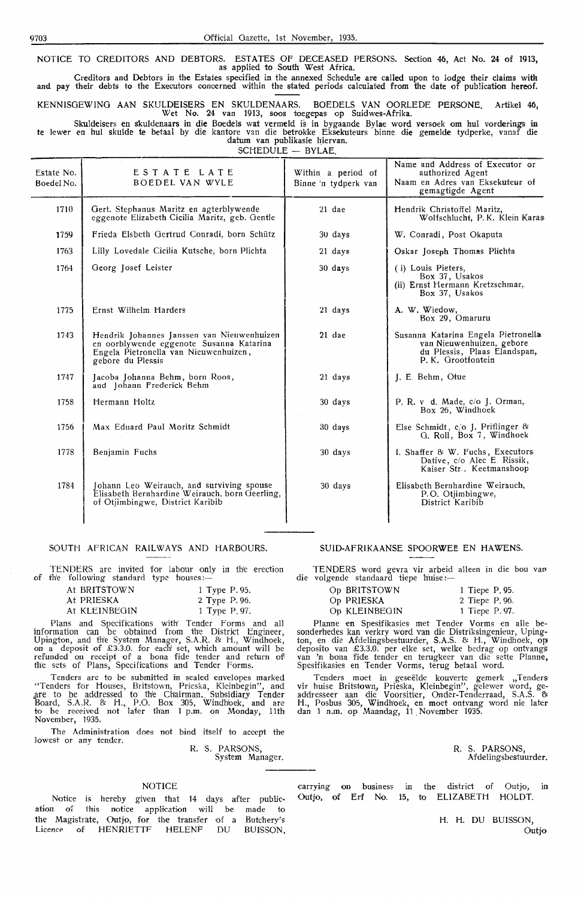NOTICE TO CREDITORS AND DEBTORS. ESTATES OF DECEASED PERSONS. Section 46, Act No. 24 of 1913, as applied to South West Africa.

Creditors and Debtors in the Estates specified in the annexed Schedule are called upon to lodge their claims with and pay their debts to the Executors concerned within the stated periods calculated from the date of publication hereof.

KENNISGEWING AAN SKULDEISERS EN SKULDENAARS. BOEDELS VAN OORLEDE PERSONE. Artikel 46, Wet No. 24 van 1913, soos toegepas op Suidwes-Afrika.

Skuldeisers en skuldenaars in die Boedels wat vermeld is in bygaande Bylae word versoek om hul vorderings in te lewer en hul skulde te betaal by die kantore van die betrokke Eksekuteurs binne die gemelde tydperke, vanaf die datum van publikasie hiervan.

SCHEDULE — BYLAE.

| Estate No. Boedel No. | ESTATE LATE BOEDEL VAN WYLE | Within a period of Binne 'n tydperk van | Name and Address of Executor or authorized Agent Naam en Adres van Eksekuteur of gemagtigde Agent |
|---|---|---|---|
| 1710 | Gert. Stephanus Maritz en agterblywende eggenote Elizabeth Cicilia Maritz, geb. Gentle | 21 dae | Hendrik Christoffel Maritz, Wolfschlucht, P.K. Klein Karas |
| 1759 | Frieda Elsbeth Gertrud Conradi, born Schütz | 30 days | W. Conradi, Post Okaputa |
| 1763 | Lilly Lovedale Cicilia Kutsche, born Plichta | 21 days | Oskar Joseph Thomas Plichta |
| 1764 | Georg Josef Leister | 30 days | (i) Louis Pieters, Box 37, Usakos (ii) Ernst Hermann Kretzschmar, Box 37, Usakos |
| 1775 | Ernst Wilhelm Harders | 21 days | A. W. Wiedow, Box 29, Omaruru |
| 1743 | Hendrik Johannes Janssen van Nieuwenhuizen en oorblywende eggenote Susanna Katarina Engela Pietronella van Nieuwenhuizen, gebore du Plessis | 21 dae | Susanna Katarina Engela Pietronella van Nieuwenhuizen, gebore du Plessis, Plaas Elandspan, P. K. Grootfontein |
| 1747 | Jacoba Johanna Behm, born Roos, and Johann Frederick Behm | 21 days | J. E. Behm, Otue |
| 1758 | Hermann Holtz | 30 days | P. R. v. d. Made, c/o J. Orman, Box 26, Windhoek |
| 1756 | Max Eduard Paul Moritz Schmidt | 30 days | Else Schmidt, c/o J. Priflinger & G. Roll, Box 7, Windhoek |
| 1778 | Benjamin Fuchs | 30 days | I. Shaffer & W. Fuchs, Executors Dative, c/o Alec E. Rissik, Kaiser Str., Keetmanshoop |
| 1784 | Johann Leo Weirauch, and surviving spouse Elisabeth Bernhardine Weirauch, born Geerling, of Otjimbingwe, District Karibib | 30 days | Elisabeth Bernhardine Weirauch, P.O. Otjimbingwe, District Karibib |

SOUTH AFRICAN RAILWAYS AND HARBOURS.

TENDERS are invited for labour only in the erection of the following standard type houses:—

| | |
|---|---|
| At BRITSTOWN | 1 Type P. 95. |
| At PRIESKA | 2 Type P. 96. |
| At KLEINBEGIN | 1 Type P. 97. |

Plans and Specifications with Tender Forms and all information can be obtained from the District Engineer, Upington, and the System Manager, S.A.R. & H., Windhoek, on a deposit of £3.3.0. for each set, which amount will be refunded on receipt of a bona fide tender and return of the sets of Plans, Specifications and Tender Forms.

Tenders are to be submitted in sealed envelopes marked "Tenders for Houses, Britstown, Prieska, Kleinbegin", and are to be addressed to the Chairman, Subsidiary Tender Board, S.A.R. & H., P.O. Box 305, Windhoek, and are to be received not later than 1 p.m. on Monday, 11th November, 1935.

The Administration does not bind itself to accept the lowest or any tender.

R. S. PARSONS,
System Manager.

SUID-AFRIKAANSE SPOORWEË EN HAWENS.

TENDERS word gevra vir arbeid alleen in die bou van die volgende standaard tiepe huise:—

| | |
|---|---|
| Op BRITSTOWN | 1 Tiepe P. 95. |
| Op PRIESKA | 2 Tiepe P. 96. |
| Op KLEINBEGIN | 1 Tiepe P. 97. |

Planne en Spesifikasies met Tender Vorms en alle besonderhede kan verkry word van die Distriksingenieur, Upington, en die Afdelingsbestuurder, S.A.S. & H., Windhoek, op deposito van £3.3.0. per elke set, welke bedrag op ontvangs van 'n bona fide tender en terugkeer van die sette Planne, Spesifikasies en Tender Vorms, terug betaal word.

Tenders moet in geseëlde kouverte gemerk „Tenders vir huise Britstown, Prieska, Kleinbegin", geëwer word, geaddresseer aan die Voorsitter, Onder-Tenderraad, S.A.S. & H., Posbus 305, Windhoek, en moet ontvang word nie later dan 1 n.m. op Maandag, 11 November 1935.

R. S. PARSONS,
Afdelingsbestuurder.

NOTICE

Notice is hereby given that 14 days after publication of this notice application will be made to the Magistrate, Outjo, for the transfer of a Butchery's Licence of HENRIETTE HELENE DU BUISSON, carrying on business in the district of Outjo, in Outjo, of Erf No. 15, to ELIZABETH HOLDT.

H. H. DU BUISSON,
Outjo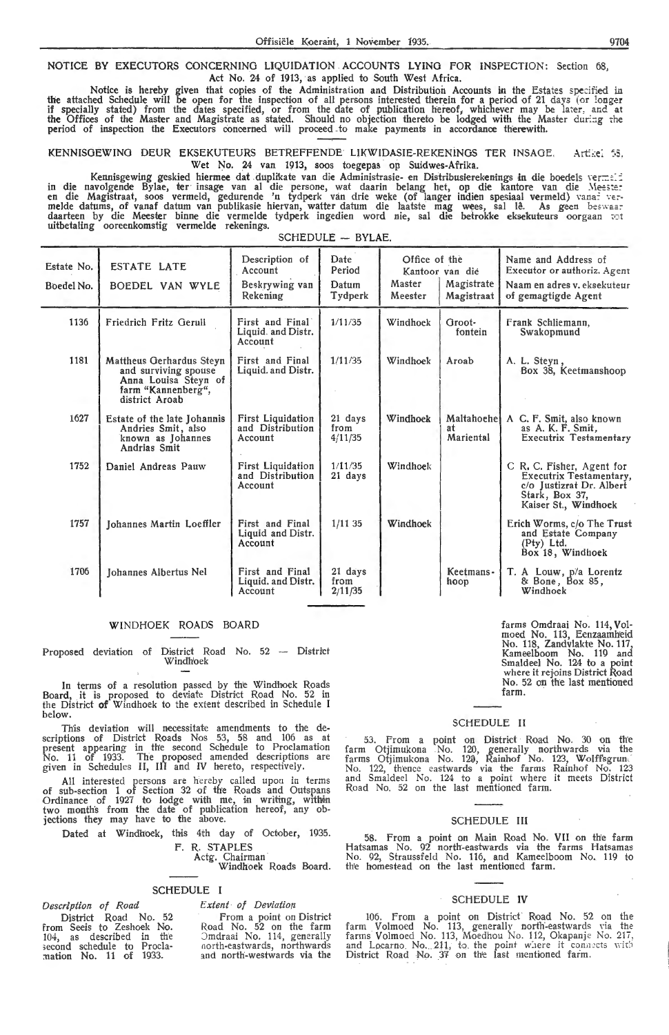## NOTICE BY EXECUTORS CONCERNING LIQUIDATION ACCOUNTS LYING FOR INSPECTION: Section 68, Act No. 24 of 1913, as applied to South West Africa.

Notice is hereby given that copies of the Administration and Distribution Accounts in the Estates specified in the attached Schedule will be open for the inspection of all persons interested therein for a period of 21 days (or longer if specially stated) from the dates specified, or from the date of publication hereof, whichever may be later, and at the Offices of the Master and Magistrate as stated. Should no objection thereto be lodged with the Master during the period of inspection the Executors concerned will proceed to make payments in accordance therewith.

## KENNISGEWING DEUR EKSEKUTEURS BETREFFENDE LIKWIDASIE-REKENINGS TER INSAGE. Artikel 68, Wet No. 24 van 1913, soos toegepas op Suidwes-Afrika.

Kennisgewing geskied hiermee dat duplikate van die Administrasie- en Distribusierekenings in die boedels vermeld in die navolgende Bylae, ter insage van al die persone, wat daarin belang het, op die kantore van die Meester en die Magistraat, soos vermeld, gedurende 'n tydperk van drie weke (of langer indien spesiaal vermeld) vanaf vermelde datums, of vanaf datum van publikasie hiervan, watter datum die laatste mag wees, sal lê. As geen beswaar daarteen by die Meester binne die vermelde tydperk ingedien word nie, sal die betrokke eksekuteurs oorgaan tot uitbetaling ooreenkomstig vermelde rekenings.

SCHEDULE — BYLAE.

| Estate No. / Boedel No. | ESTATE LATE / BOEDEL VAN WYLE | Description of Account / Beskrywing van Rekening | Date Period / Datum Tydperk | Office of the Kantoor van die: Master / Meester | Magistrate / Magistraat | Name and Address of Executor or authoriz. Agent / Naam en adres v. eksekuteur of gemagtigde Agent |
|---|---|---|---|---|---|---|
| 1136 | Friedrich Fritz Gerull | First and Final Liquid. and Distr. Account | 1/11/35 | Windhoek | Grootfontein | Frank Schliemann, Swakopmund |
| 1181 | Mattheus Gerhardus Steyn and surviving spouse Anna Louisa Steyn of farm "Kannenberg", district Aroab | First and Final Liquid. and Distr. | 1/11/35 | Windhoek | Aroab | A. L. Steyn, Box 38, Keetmanshoop |
| 1627 | Estate of the late Johannis Andries Smit, also known as Johannes Andrias Smit | First Liquidation and Distribution Account | 21 days from 4/11/35 | Windhoek | Maltahoehe at Mariental | A C. F. Smit, also known as A. K. F. Smit, Executrix Testamentary |
| 1752 | Daniel Andreas Pauw | First Liquidation and Distribution Account | 1/11/35 21 days | Windhoek | | C R. C. Fisher, Agent for Executrix Testamentary, c/o Justizrat Dr. Albert Stark, Box 37, Kaiser St., Windhoek |
| 1757 | Johannes Martin Loeffler | First and Final Liquid and Distr. Account | 1/11 35 | Windhoek | | Erich Worms, c/o The Trust and Estate Company (Pty) Ltd. Box 18, Windhoek |
| 1706 | Johannes Albertus Nel | First and Final Liquid. and Distr. Account | 21 days from 2/11/35 | | Keetmanshoop | T. A Louw, p/a Lorentz & Bone, Box 85, Windhoek |

## WINDHOEK ROADS BOARD

Proposed deviation of District Road No. 52 — District Windhoek

In terms of a resolution passed by the Windhoek Roads Board, it is proposed to deviate District Road No. 52 in the District of Windhoek to the extent described in Schedule I below.

This deviation will necessitate amendments to the descriptions of District Roads Nos 53, 58 and 106 as at present appearing in the second Schedule to Proclamation No. 11 of 1933. The proposed amended descriptions are given in Schedules II, III and IV hereto, respectively.

All interested persons are hereby called upon in terms of sub-section 1 of Section 32 of the Roads and Outspans Ordinance of 1927 to lodge with me, in writing, within two months from the date of publication hereof, any objections they may have to the above.

Dated at Windhoek, this 4th day of October, 1935.

F. R. STAPLES
Actg. Chairman
Windhoek Roads Board.

### SCHEDULE I

| *Description of Road* | *Extent of Deviation* |
|---|---|
| District Road No. 52 from Seeis to Zeshoek No. 104, as described in the second schedule to Proclamation No. 11 of 1933. | From a point on District Road No. 52 on the farm Omdraai No. 114, generally north-eastwards, northwards and north-westwards via the farms Omdraai No. 114, Volmoed No. 113, Eenzaamheid No. 118, Zandvlakte No. 117, Kameelboom No. 119 and Smaldeel No. 124 to a point where it rejoins District Road No. 52 on the last mentioned farm. |

### SCHEDULE II

53. From a point on District Road No. 30 on the farm Otjimukona No. 120, generally northwards via the farms Otjimukona No. 120, Rainhof No. 123, Wolffsgrun No. 122, thence eastwards via the farms Rainhof No. 123 and Smaldeel No. 124 to a point where it meets District Road No. 52 on the last mentioned farm.

### SCHEDULE III

58. From a point on Main Road No. VII on the farm Hatsamas No. 92 north-eastwards via the farms Hatsamas No. 92, Straussfeld No. 116, and Kameelboom No. 119 to the homestead on the last mentioned farm.

### SCHEDULE IV

106. From a point on District Road No. 52 on the farm Volmoed No. 113, generally north-eastwards via the farms Volmoed No. 113, Moedhou No. 112, Okapanje No. 217, and Locarno No. 211, to the point where it connects with District Road No. 37 on the last mentioned farm.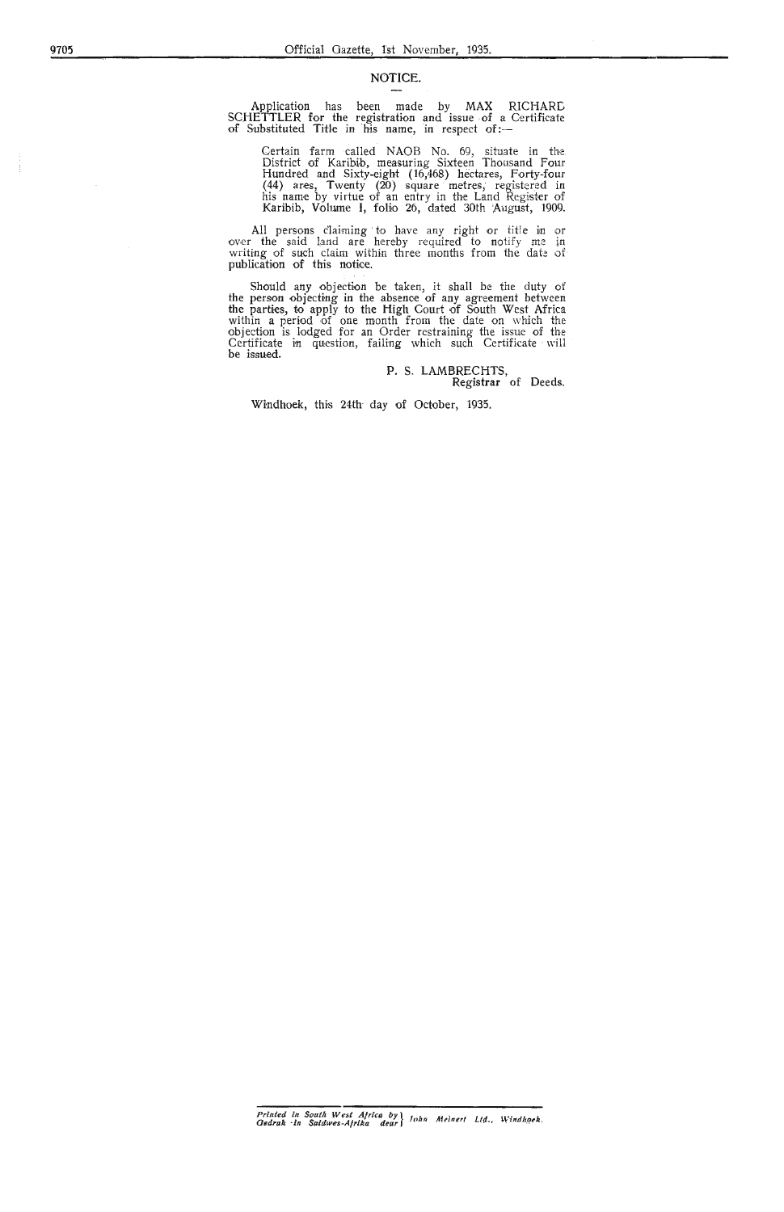## NOTICE.

Application has been made by MAX RICHARD SCHETTLER for the registration and issue of a Certificate of Substituted Title in his name, in respect of:—

> Certain farm called NAOB No. 69, situate in the District of Karibib, measuring Sixteen Thousand Four Hundred and Sixty-eight (16,468) hectares, Forty-four (44) ares, Twenty (20) square metres, registered in his name by virtue of an entry in the Land Register of Karibib, Volume I, folio 26, dated 30th August, 1909.

All persons claiming to have any right or title in or over the said land are hereby required to notify me in writing of such claim within three months from the date of publication of this notice.

Should any objection be taken, it shall be the duty of the person objecting in the absence of any agreement between the parties, to apply to the High Court of South West Africa within a period of one month from the date on which the objection is lodged for an Order restraining the issue of the Certificate in question, failing which such Certificate will be issued.

P. S. LAMBRECHTS,
Registrar of Deeds.

Windhoek, this 24th day of October, 1935.

*Printed in South West Africa by / Gedruk in Suidwes-Afrika deur* John Meinert Ltd., Windhoek.